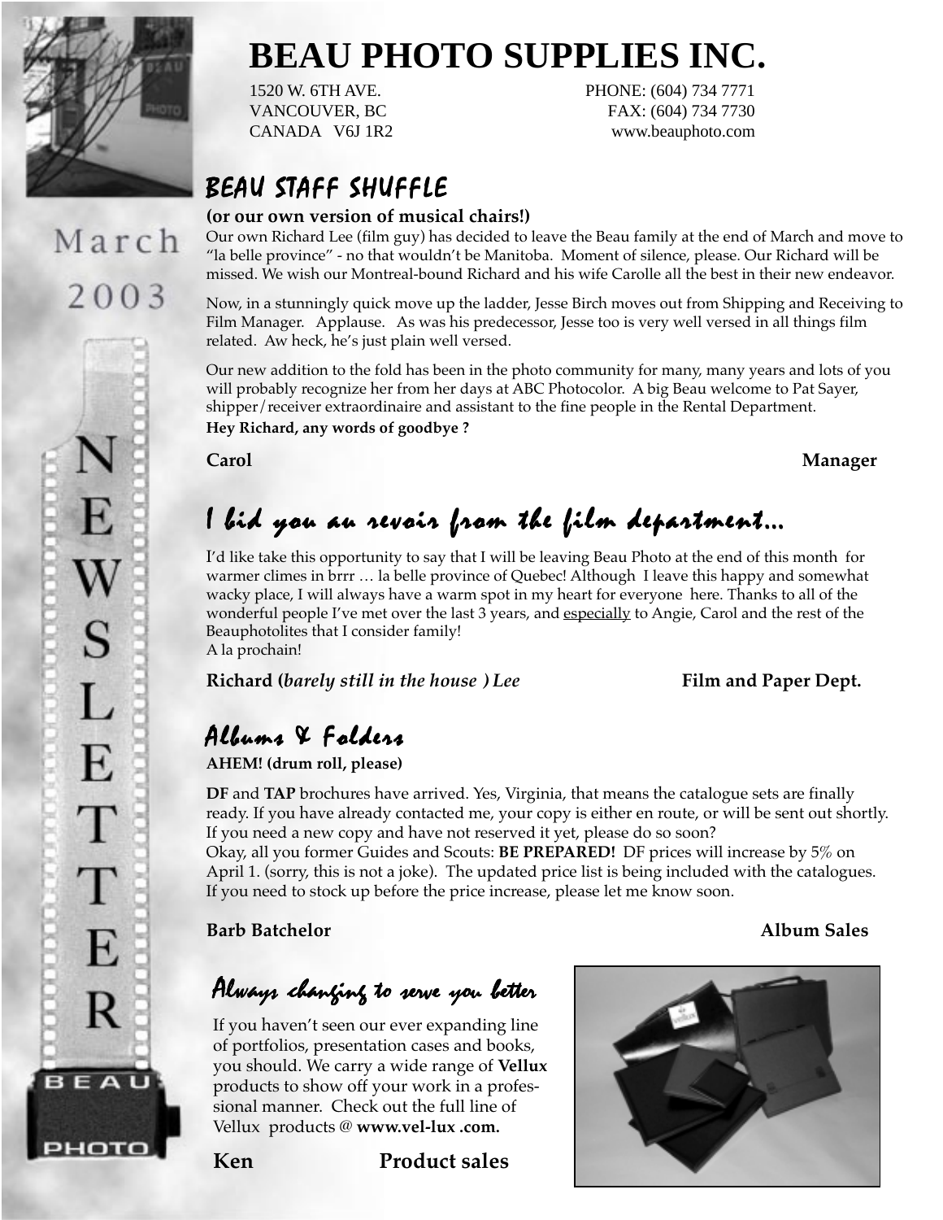# BEAU PHOTO SUPPLIES INC.

1520 W. 6TH AVE.
VANCOUVER, BC
CANADA V6J 1R2

PHONE: (604) 734 7771
FAX: (604) 734 7730
www.beauphoto.com

March 2003

NEWSLETTER

## BEAU STAFF SHUFFLE

**(or our own version of musical chairs!)**

Our own Richard Lee (film guy) has decided to leave the Beau family at the end of March and move to "la belle province" - no that wouldn't be Manitoba. Moment of silence, please. Our Richard will be missed. We wish our Montreal-bound Richard and his wife Carolle all the best in their new endeavor.

Now, in a stunningly quick move up the ladder, Jesse Birch moves out from Shipping and Receiving to Film Manager. Applause. As was his predecessor, Jesse too is very well versed in all things film related. Aw heck, he's just plain well versed.

Our new addition to the fold has been in the photo community for many, many years and lots of you will probably recognize her from her days at ABC Photocolor. A big Beau welcome to Pat Sayer, shipper/receiver extraordinaire and assistant to the fine people in the Rental Department.

**Hey Richard, any words of goodbye ?**

**Carol** **Manager**

## I bid you au revoir from the film department...

I'd like take this opportunity to say that I will be leaving Beau Photo at the end of this month for warmer climes in brrr … la belle province of Quebec! Although I leave this happy and somewhat wacky place, I will always have a warm spot in my heart for everyone here. Thanks to all of the wonderful people I've met over the last 3 years, and <u>especially</u> to Angie, Carol and the rest of the Beauphotolites that I consider family!
A la prochain!

**Richard (*barely still in the house* ) Lee** **Film and Paper Dept.**

## Albums & Folders

**AHEM! (drum roll, please)**

**DF** and **TAP** brochures have arrived. Yes, Virginia, that means the catalogue sets are finally ready. If you have already contacted me, your copy is either en route, or will be sent out shortly. If you need a new copy and have not reserved it yet, please do so soon?
Okay, all you former Guides and Scouts: **BE PREPARED!** DF prices will increase by 5% on April 1. (sorry, this is not a joke). The updated price list is being included with the catalogues. If you need to stock up before the price increase, please let me know soon.

**Barb Batchelor** **Album Sales**

## Always changing to serve you better

If you haven't seen our ever expanding line of portfolios, presentation cases and books, you should. We carry a wide range of **Vellux** products to show off your work in a professional manner. Check out the full line of Vellux products @ **www.vel-lux .com.**

**Ken** **Product sales**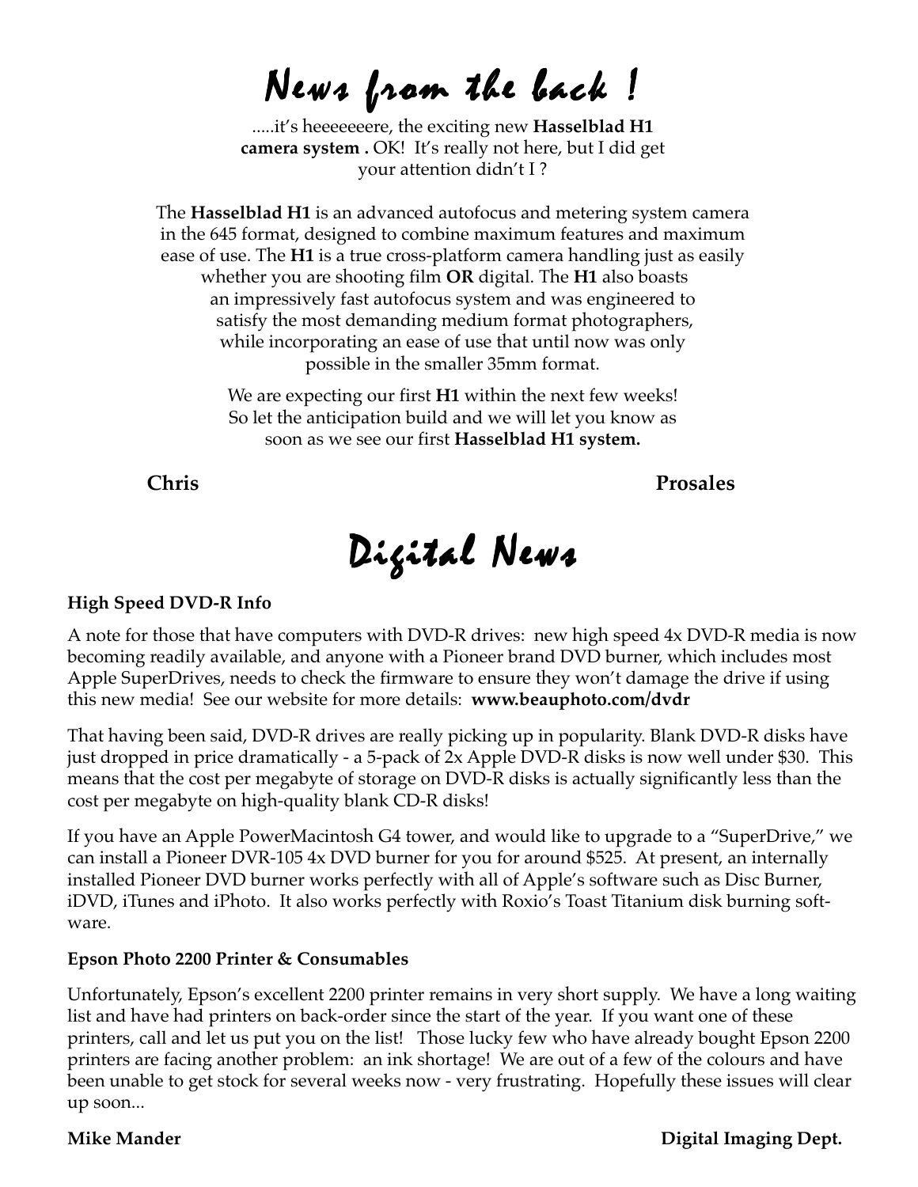# News from the back !

.....it's heeeeeeere, the exciting new **Hasselblad H1 camera system .** OK! It's really not here, but I did get your attention didn't I ?

The **Hasselblad H1** is an advanced autofocus and metering system camera in the 645 format, designed to combine maximum features and maximum ease of use. The **H1** is a true cross-platform camera handling just as easily whether you are shooting film **OR** digital. The **H1** also boasts an impressively fast autofocus system and was engineered to satisfy the most demanding medium format photographers, while incorporating an ease of use that until now was only possible in the smaller 35mm format.

We are expecting our first **H1** within the next few weeks! So let the anticipation build and we will let you know as soon as we see our first **Hasselblad H1 system.**

**Chris** **Prosales**

# Digital News

**High Speed DVD-R Info**

A note for those that have computers with DVD-R drives: new high speed 4x DVD-R media is now becoming readily available, and anyone with a Pioneer brand DVD burner, which includes most Apple SuperDrives, needs to check the firmware to ensure they won't damage the drive if using this new media! See our website for more details: **www.beauphoto.com/dvdr**

That having been said, DVD-R drives are really picking up in popularity. Blank DVD-R disks have just dropped in price dramatically - a 5-pack of 2x Apple DVD-R disks is now well under $30. This means that the cost per megabyte of storage on DVD-R disks is actually significantly less than the cost per megabyte on high-quality blank CD-R disks!

If you have an Apple PowerMacintosh G4 tower, and would like to upgrade to a "SuperDrive," we can install a Pioneer DVR-105 4x DVD burner for you for around $525. At present, an internally installed Pioneer DVD burner works perfectly with all of Apple's software such as Disc Burner, iDVD, iTunes and iPhoto. It also works perfectly with Roxio's Toast Titanium disk burning software.

**Epson Photo 2200 Printer & Consumables**

Unfortunately, Epson's excellent 2200 printer remains in very short supply. We have a long waiting list and have had printers on back-order since the start of the year. If you want one of these printers, call and let us put you on the list! Those lucky few who have already bought Epson 2200 printers are facing another problem: an ink shortage! We are out of a few of the colours and have been unable to get stock for several weeks now - very frustrating. Hopefully these issues will clear up soon...

**Mike Mander** **Digital Imaging Dept.**